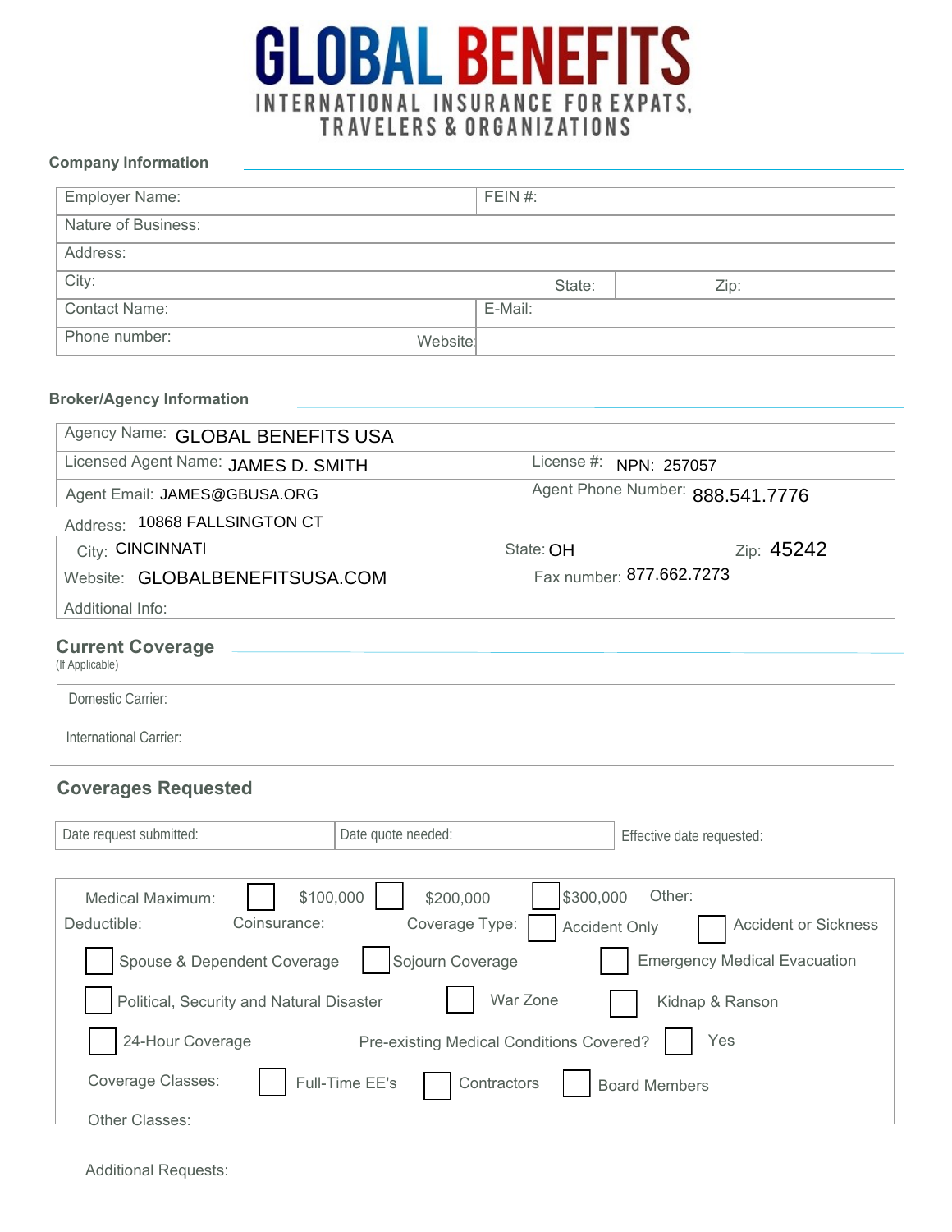# GLOBAL BENEFITS

INTERNATIONAL INSURANCE FOR EXPATS, TRAVELERS & ORGANIZATIONS

## Company Information

| Employer Name: | FEIN #: |
|---|---|
| Nature of Business: | |
| Address: | |
| City: | State: Zip: |
| Contact Name: | E-Mail: |
| Phone number: Website: | |

## Broker/Agency Information

| Agency Name: GLOBAL BENEFITS USA | |
|---|---|
| Licensed Agent Name: JAMES D. SMITH | License #: NPN: 257057 |
| Agent Email: JAMES@GBUSA.ORG | Agent Phone Number: 888.541.7776 |
| Address: 10868 FALLSINGTON CT | |
| City: CINCINNATI | State: OH Zip: 45242 |
| Website: GLOBALBENEFITSUSA.COM | Fax number: 877.662.7273 |
| Additional Info: | |

## Current Coverage

(If Applicable)

Domestic Carrier:

International Carrier:

## Coverages Requested

| Date request submitted: | Date quote needed: | Effective date requested: |
|---|---|---|

Medical Maximum: ☐ $100,000 ☐ $200,000 ☐ $300,000 Other:

Deductible: Coinsurance: Coverage Type: ☐ Accident Only ☐ Accident or Sickness

☐ Spouse & Dependent Coverage ☐ Sojourn Coverage ☐ Emergency Medical Evacuation

☐ Political, Security and Natural Disaster ☐ War Zone ☐ Kidnap & Ranson

☐ 24-Hour Coverage Pre-existing Medical Conditions Covered? ☐ Yes

Coverage Classes: ☐ Full-Time EE's ☐ Contractors ☐ Board Members

Other Classes:

Additional Requests: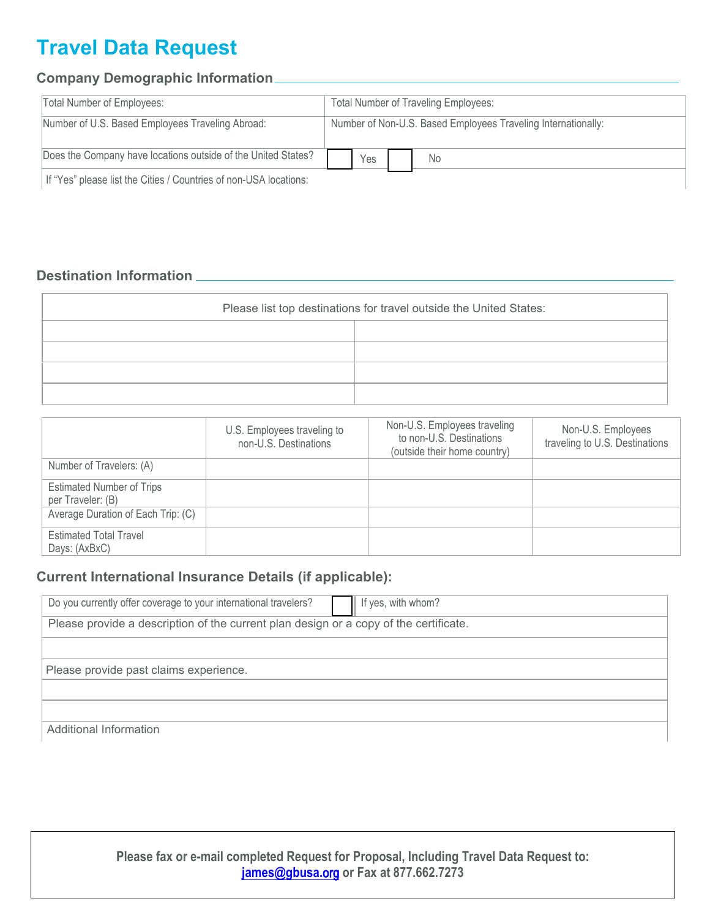# Travel Data Request

## Company Demographic Information

| | |
|---|---|
| Total Number of Employees: | Total Number of Traveling Employees: |
| Number of U.S. Based Employees Traveling Abroad: | Number of Non-U.S. Based Employees Traveling Internationally: |
| Does the Company have locations outside of the United States? | ☐ Yes ☐ No |

If "Yes" please list the Cities / Countries of non-USA locations:

## Destination Information

| Please list top destinations for travel outside the United States: | |
|---|---|
| | |
| | |
| | |
| | |

| | U.S. Employees traveling to non-U.S. Destinations | Non-U.S. Employees traveling to non-U.S. Destinations (outside their home country) | Non-U.S. Employees traveling to U.S. Destinations |
|---|---|---|---|
| Number of Travelers: (A) | | | |
| Estimated Number of Trips per Traveler: (B) | | | |
| Average Duration of Each Trip: (C) | | | |
| Estimated Total Travel Days: (AxBxC) | | | |

## Current International Insurance Details (if applicable):

| | | |
|---|---|---|
| Do you currently offer coverage to your international travelers? | ☐ | If yes, with whom? |

Please provide a description of the current plan design or a copy of the certificate.

Please provide past claims experience.

Additional Information

**Please fax or e-mail completed Request for Proposal, Including Travel Data Request to:**
**james@gbusa.org or Fax at 877.662.7273**